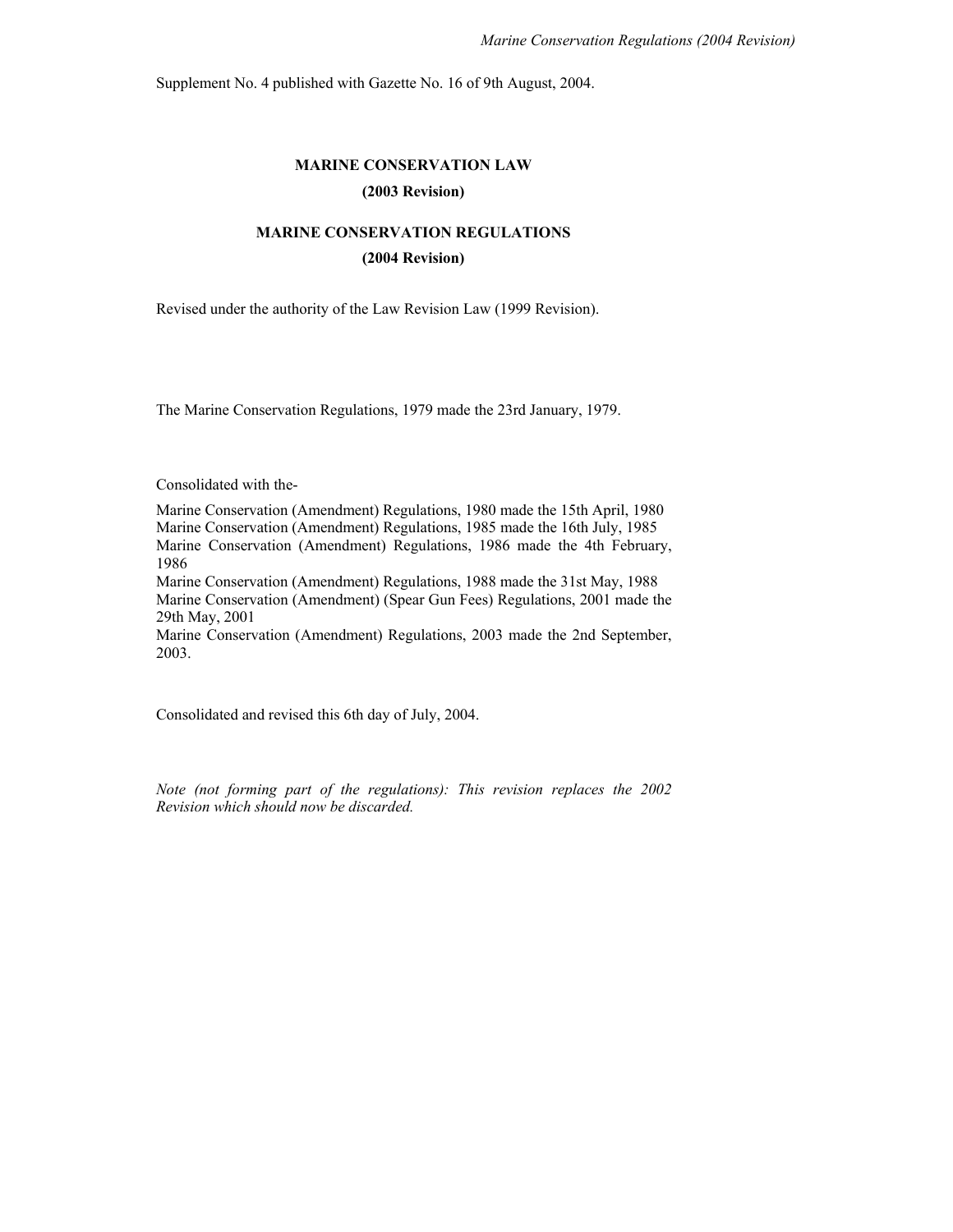Supplement No. 4 published with Gazette No. 16 of 9th August, 2004.

# MARINE CONSERVATION LAW

**(2003 Revision)**

# MARINE CONSERVATION REGULATIONS

**(2004 Revision)**

Revised under the authority of the Law Revision Law (1999 Revision).

The Marine Conservation Regulations, 1979 made the 23rd January, 1979.

Consolidated with the-

Marine Conservation (Amendment) Regulations, 1980 made the 15th April, 1980
Marine Conservation (Amendment) Regulations, 1985 made the 16th July, 1985
Marine Conservation (Amendment) Regulations, 1986 made the 4th February, 1986
Marine Conservation (Amendment) Regulations, 1988 made the 31st May, 1988
Marine Conservation (Amendment) (Spear Gun Fees) Regulations, 2001 made the 29th May, 2001
Marine Conservation (Amendment) Regulations, 2003 made the 2nd September, 2003.

Consolidated and revised this 6th day of July, 2004.

*Note (not forming part of the regulations): This revision replaces the 2002 Revision which should now be discarded.*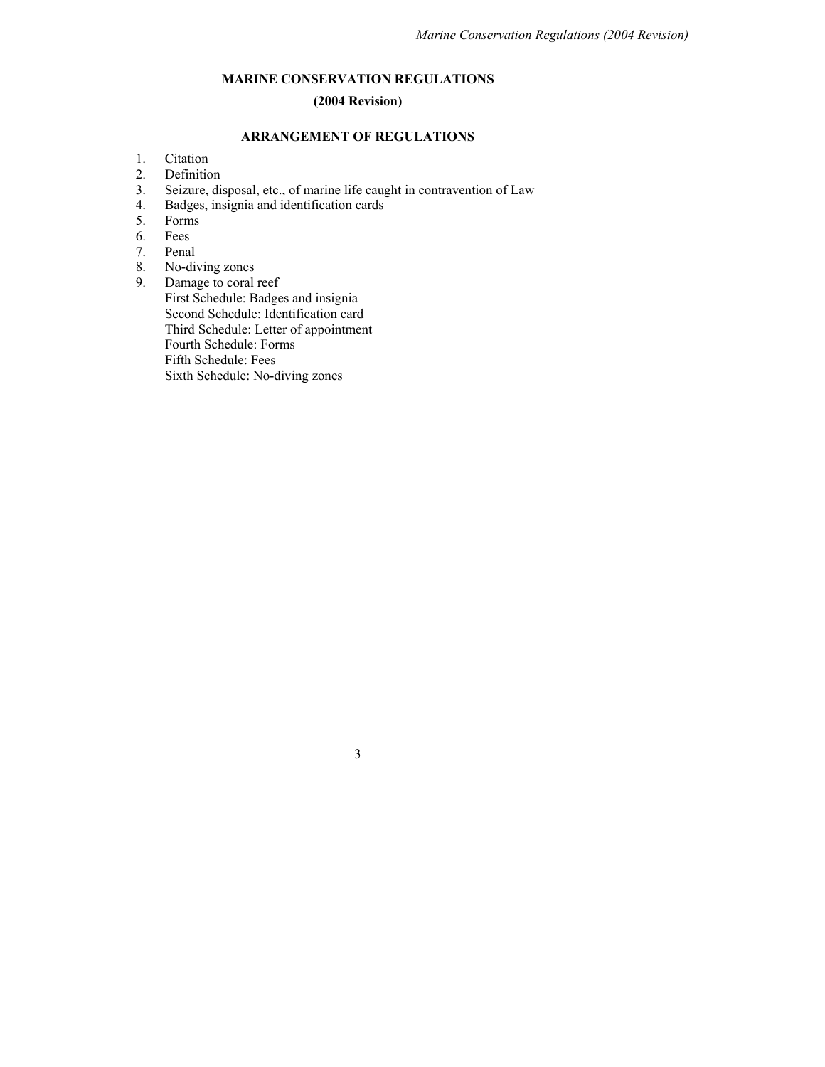# MARINE CONSERVATION REGULATIONS

## (2004 Revision)

### ARRANGEMENT OF REGULATIONS

1. Citation
2. Definition
3. Seizure, disposal, etc., of marine life caught in contravention of Law
4. Badges, insignia and identification cards
5. Forms
6. Fees
7. Penal
8. No-diving zones
9. Damage to coral reef

First Schedule: Badges and insignia
Second Schedule: Identification card
Third Schedule: Letter of appointment
Fourth Schedule: Forms
Fifth Schedule: Fees
Sixth Schedule: No-diving zones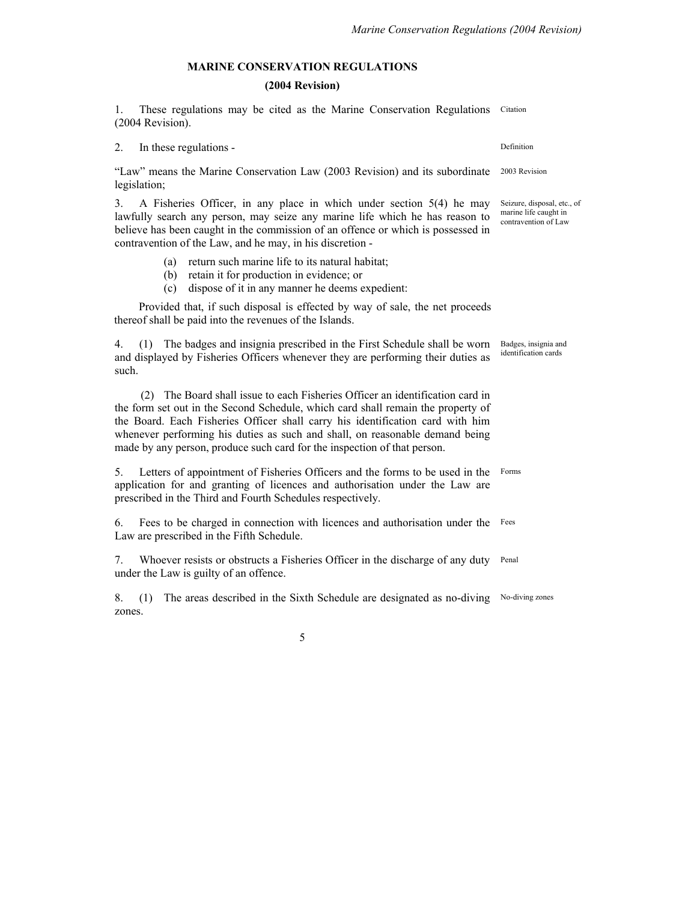# MARINE CONSERVATION REGULATIONS

## (2004 Revision)

1. These regulations may be cited as the Marine Conservation Regulations (2004 Revision). *Citation*

2. In these regulations - *Definition*

"Law" means the Marine Conservation Law (2003 Revision) and its subordinate legislation; *2003 Revision*

3. A Fisheries Officer, in any place in which under section 5(4) he may lawfully search any person, may seize any marine life which he has reason to believe has been caught in the commission of an offence or which is possessed in contravention of the Law, and he may, in his discretion - *Seizure, disposal, etc., of marine life caught in contravention of Law*

   (a) return such marine life to its natural habitat;
   (b) retain it for production in evidence; or
   (c) dispose of it in any manner he deems expedient:

Provided that, if such disposal is effected by way of sale, the net proceeds thereof shall be paid into the revenues of the Islands.

4. (1) The badges and insignia prescribed in the First Schedule shall be worn and displayed by Fisheries Officers whenever they are performing their duties as such. *Badges, insignia and identification cards*

(2) The Board shall issue to each Fisheries Officer an identification card in the form set out in the Second Schedule, which card shall remain the property of the Board. Each Fisheries Officer shall carry his identification card with him whenever performing his duties as such and shall, on reasonable demand being made by any person, produce such card for the inspection of that person.

5. Letters of appointment of Fisheries Officers and the forms to be used in the application for and granting of licences and authorisation under the Law are prescribed in the Third and Fourth Schedules respectively. *Forms*

6. Fees to be charged in connection with licences and authorisation under the Law are prescribed in the Fifth Schedule. *Fees*

7. Whoever resists or obstructs a Fisheries Officer in the discharge of any duty under the Law is guilty of an offence. *Penal*

8. (1) The areas described in the Sixth Schedule are designated as no-diving zones. *No-diving zones*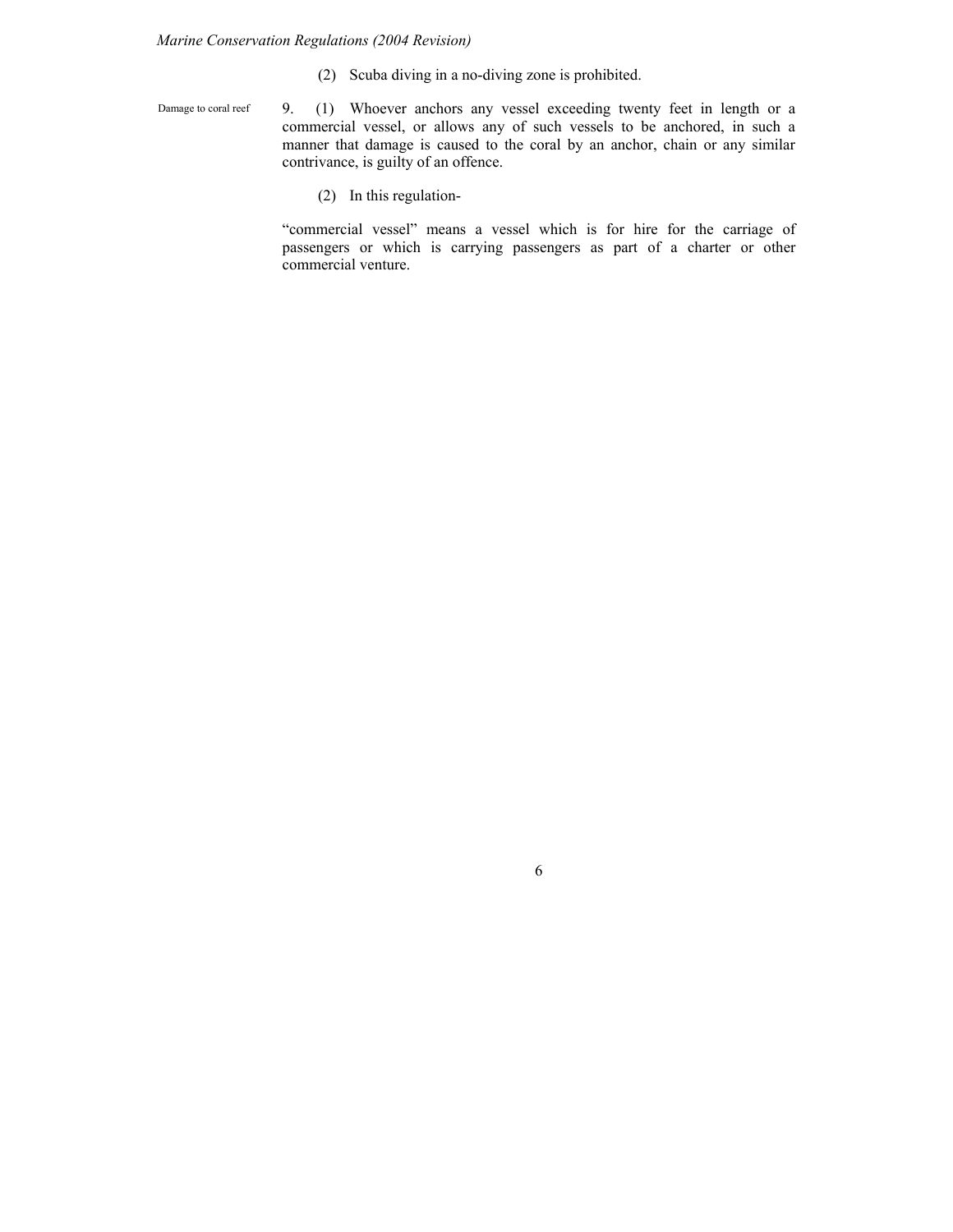(2) Scuba diving in a no-diving zone is prohibited.

Damage to coral reef

9. (1) Whoever anchors any vessel exceeding twenty feet in length or a commercial vessel, or allows any of such vessels to be anchored, in such a manner that damage is caused to the coral by an anchor, chain or any similar contrivance, is guilty of an offence.

(2) In this regulation-

"commercial vessel" means a vessel which is for hire for the carriage of passengers or which is carrying passengers as part of a charter or other commercial venture.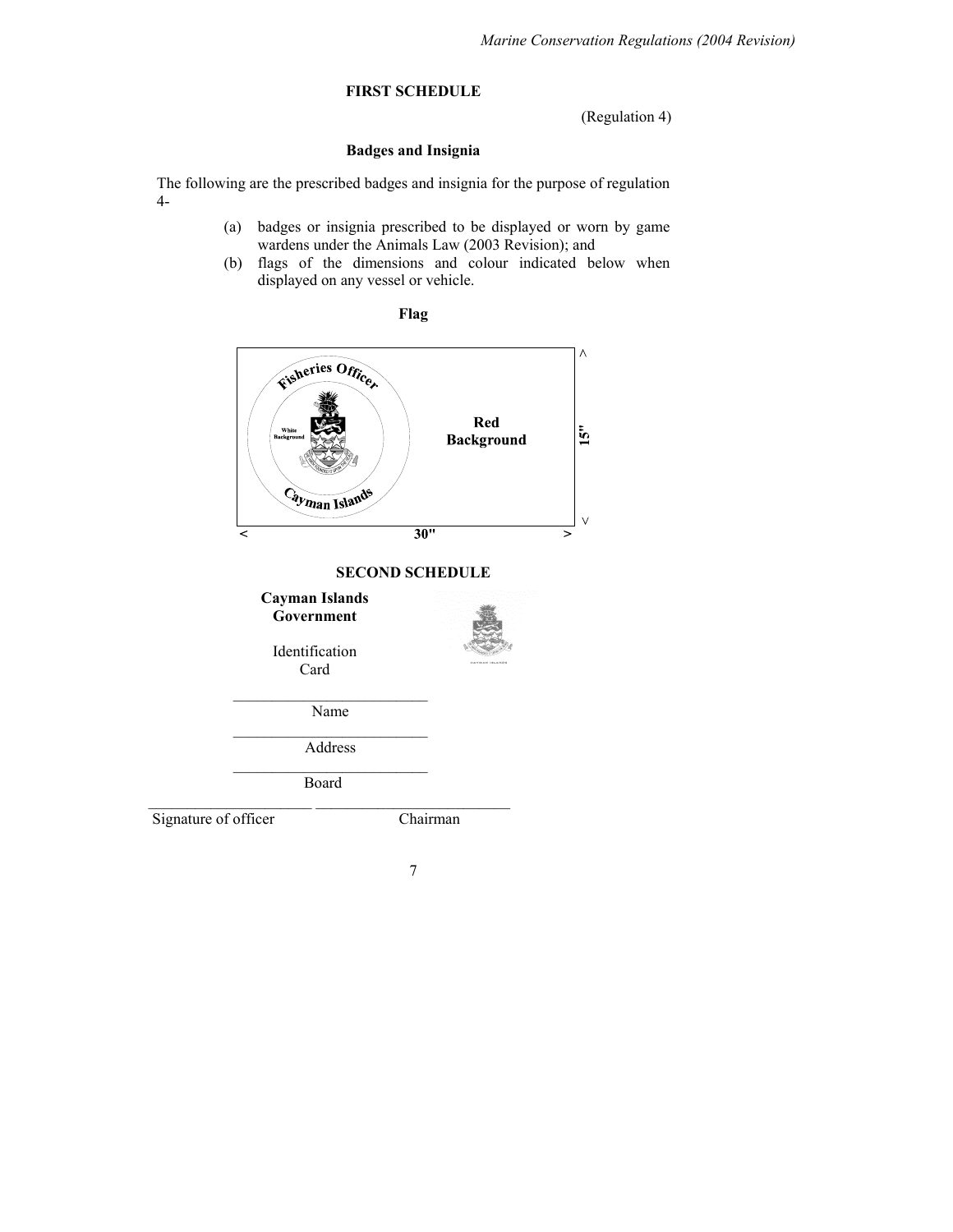## FIRST SCHEDULE

(Regulation 4)

### Badges and Insignia

The following are the prescribed badges and insignia for the purpose of regulation 4-

(a) badges or insignia prescribed to be displayed or worn by game wardens under the Animals Law (2003 Revision); and

(b) flags of the dimensions and colour indicated below when displayed on any vessel or vehicle.

**Flag**

Fisheries Officer

White Background

Cayman Islands

**Red Background**

**15"**

**30"**

## SECOND SCHEDULE

**Cayman Islands Government**

Identification Card

\_\_\_\_\_\_\_\_\_\_\_\_\_\_\_\_\_\_\_\_\_\_\_\_\_\_

Name

\_\_\_\_\_\_\_\_\_\_\_\_\_\_\_\_\_\_\_\_\_\_\_\_\_\_

Address

\_\_\_\_\_\_\_\_\_\_\_\_\_\_\_\_\_\_\_\_\_\_\_\_\_\_

Board

\_\_\_\_\_\_\_\_\_\_\_\_\_\_\_\_\_\_\_\_\_\_ \_\_\_\_\_\_\_\_\_\_\_\_\_\_\_\_\_\_\_\_\_\_\_\_\_\_

Signature of officer Chairman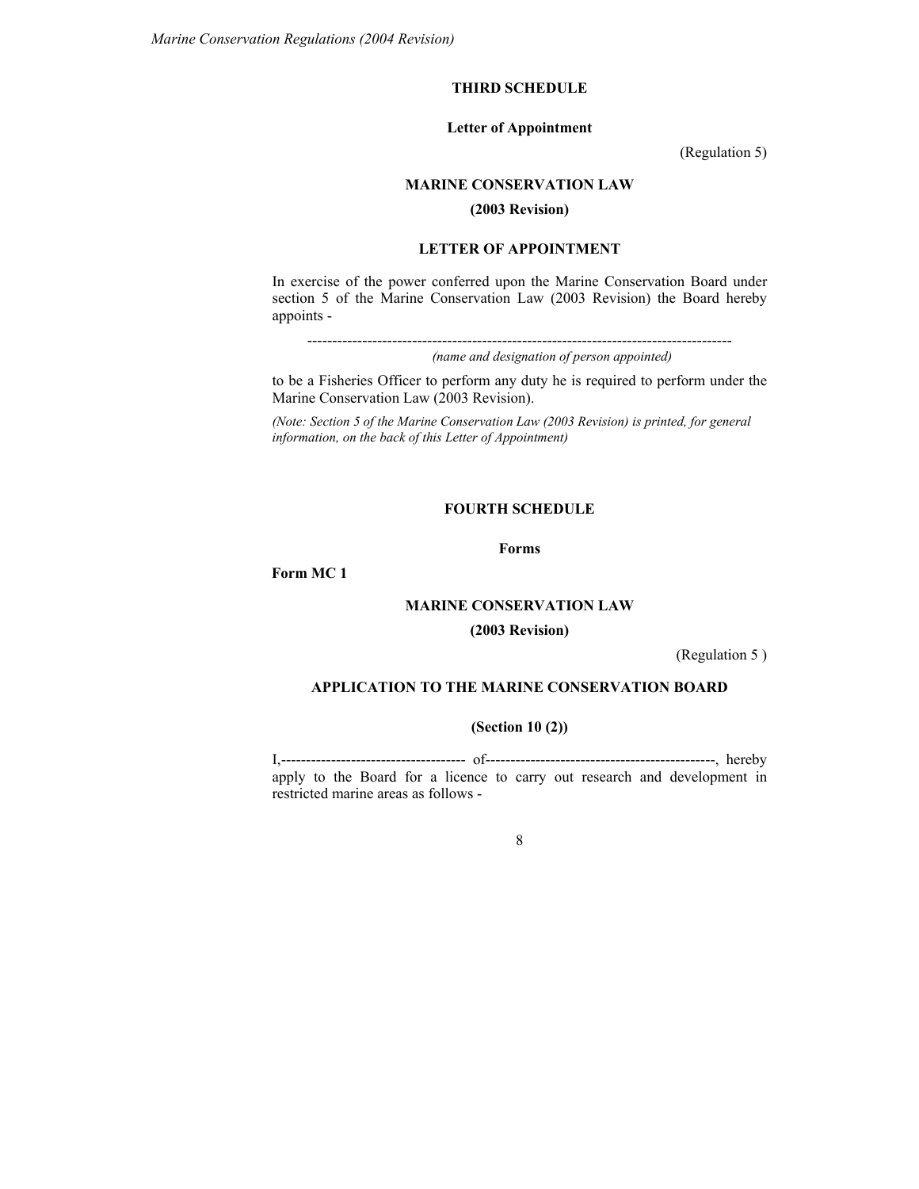## THIRD SCHEDULE

### Letter of Appointment

(Regulation 5)

**MARINE CONSERVATION LAW**

**(2003 Revision)**

**LETTER OF APPOINTMENT**

In exercise of the power conferred upon the Marine Conservation Board under section 5 of the Marine Conservation Law (2003 Revision) the Board hereby appoints -

-------------------------------------------------------------------------------------

*(name and designation of person appointed)*

to be a Fisheries Officer to perform any duty he is required to perform under the Marine Conservation Law (2003 Revision).

*(Note: Section 5 of the Marine Conservation Law (2003 Revision) is printed, for general information, on the back of this Letter of Appointment)*

## FOURTH SCHEDULE

### Forms

**Form MC 1**

**MARINE CONSERVATION LAW**

**(2003 Revision)**

(Regulation 5 )

**APPLICATION TO THE MARINE CONSERVATION BOARD**

**(Section 10 (2))**

I,------------------------------------ of---------------------------------------------, hereby apply to the Board for a licence to carry out research and development in restricted marine areas as follows -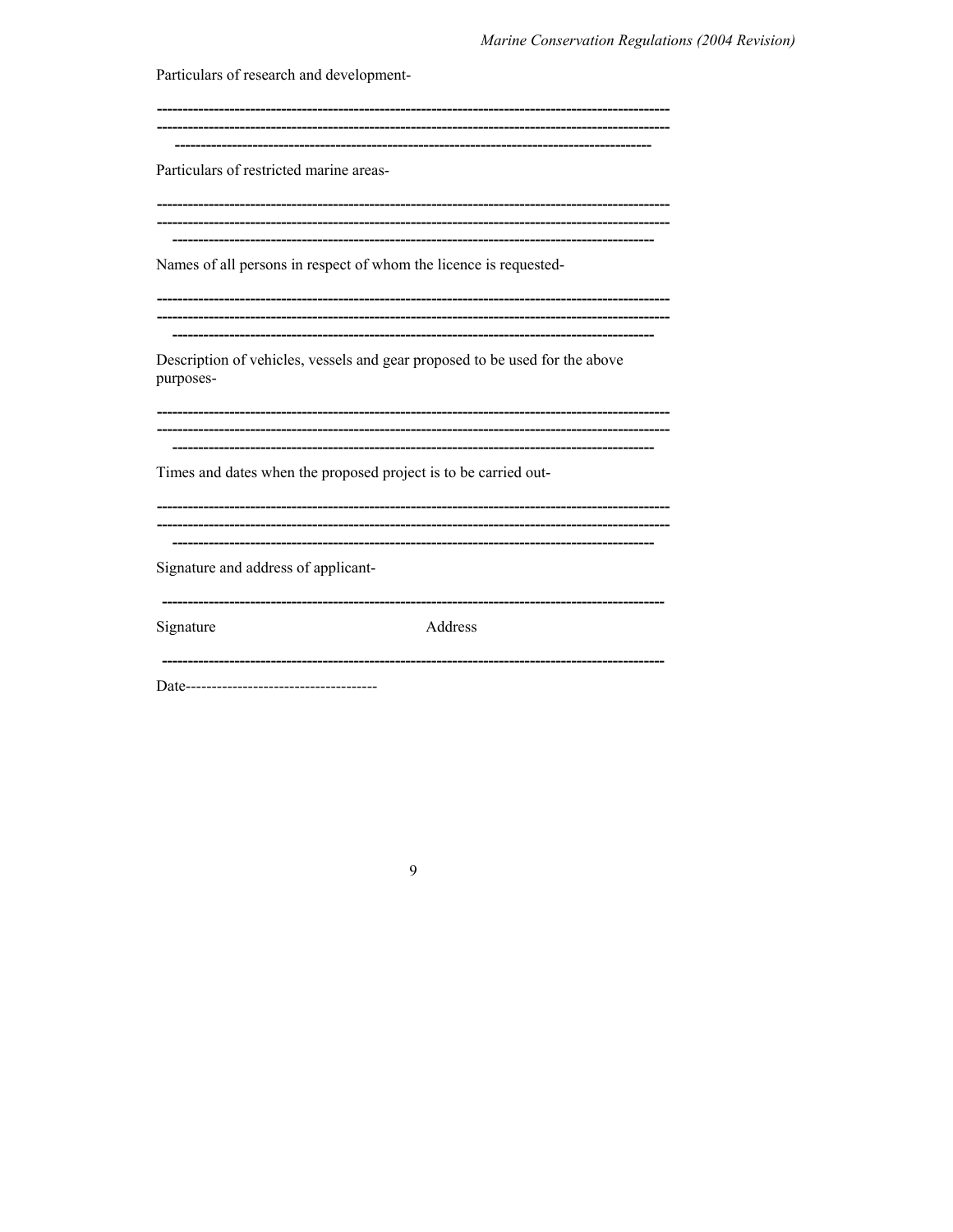Particulars of research and development-

-----------------------------------------------------------------------------------------------
-----------------------------------------------------------------------------------------------
-------------------------------------------------------------------------------------------

Particulars of restricted marine areas-

-----------------------------------------------------------------------------------------------
-----------------------------------------------------------------------------------------------
-------------------------------------------------------------------------------------------

Names of all persons in respect of whom the licence is requested-

-----------------------------------------------------------------------------------------------
-----------------------------------------------------------------------------------------------
-------------------------------------------------------------------------------------------

Description of vehicles, vessels and gear proposed to be used for the above purposes-

-----------------------------------------------------------------------------------------------
-----------------------------------------------------------------------------------------------
-------------------------------------------------------------------------------------------

Times and dates when the proposed project is to be carried out-

-----------------------------------------------------------------------------------------------
-----------------------------------------------------------------------------------------------
-------------------------------------------------------------------------------------------

Signature and address of applicant-

---------------------------------------------------------------------------------------------

Signature Address

---------------------------------------------------------------------------------------------

Date------------------------------------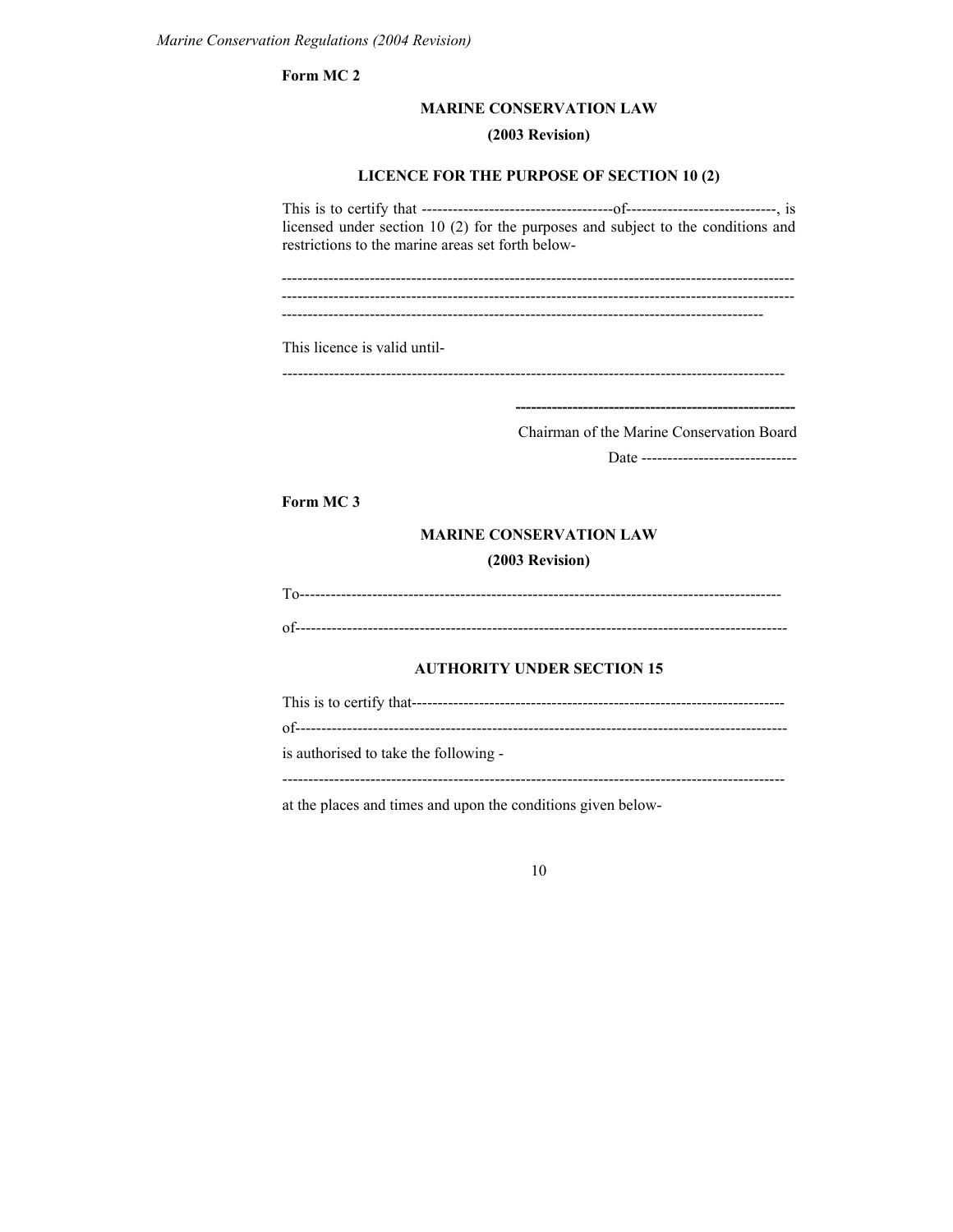**Form MC 2**

**MARINE CONSERVATION LAW**

**(2003 Revision)**

**LICENCE FOR THE PURPOSE OF SECTION 10 (2)**

This is to certify that -------------------------------------of-----------------------------, is licensed under section 10 (2) for the purposes and subject to the conditions and restrictions to the marine areas set forth below-

-----------------------------------------------------------------------------------------------------
-----------------------------------------------------------------------------------------------------
-------------------------------------------------------------------------------------------

This licence is valid until-

-------------------------------------------------------------------------------------------------

------------------------------------------------------

Chairman of the Marine Conservation Board

Date ------------------------------

**Form MC 3**

**MARINE CONSERVATION LAW**

**(2003 Revision)**

To-----------------------------------------------------------------------------------------------

of-----------------------------------------------------------------------------------------------

**AUTHORITY UNDER SECTION 15**

This is to certify that------------------------------------------------------------------------

of-----------------------------------------------------------------------------------------------

is authorised to take the following -

-------------------------------------------------------------------------------------------------

at the places and times and upon the conditions given below-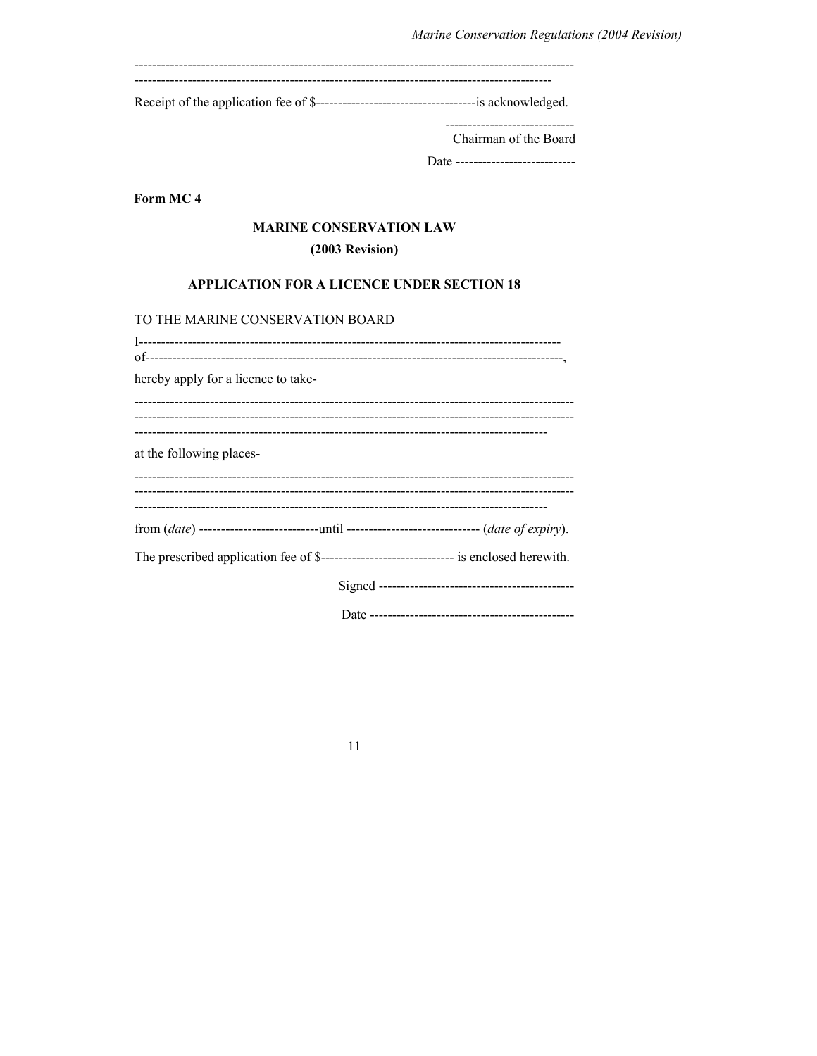----------------------------------------------------------------------------------------------------
-----------------------------------------------------------------------------------------------

Receipt of the application fee of $------------------------------------is acknowledged.

-----------------------------
Chairman of the Board

Date --------------------------

**Form MC 4**

**MARINE CONSERVATION LAW**

**(2003 Revision)**

**APPLICATION FOR A LICENCE UNDER SECTION 18**

TO THE MARINE CONSERVATION BOARD

I-----------------------------------------------------------------------------------------------
of-----------------------------------------------------------------------------------------------,

hereby apply for a licence to take-

----------------------------------------------------------------------------------------------------
----------------------------------------------------------------------------------------------------
-----------------------------------------------------------------------------------------------

at the following places-

----------------------------------------------------------------------------------------------------
----------------------------------------------------------------------------------------------------
-----------------------------------------------------------------------------------------------

from (*date*) ---------------------------until ------------------------------ (*date of expiry*).

The prescribed application fee of $------------------------------ is enclosed herewith.

Signed --------------------------------------------

Date ---------------------------------------------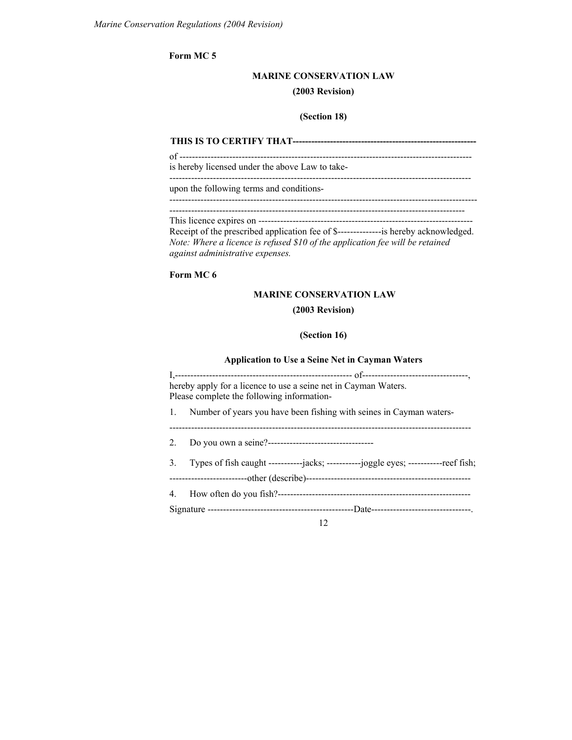**Form MC 5**

**MARINE CONSERVATION LAW**

**(2003 Revision)**

**(Section 18)**

**THIS IS TO CERTIFY THAT----------------------------------------------------------**

of ---------------------------------------------------------------------------------------------

is hereby licensed under the above Law to take-

-------------------------------------------------------------------------------------------------

upon the following terms and conditions-

---------------------------------------------------------------------------------------------------

-----------------------------------------------------------------------------------------------

This licence expires on --------------------------------------------------------------------

Receipt of the prescribed application fee of $--------------is hereby acknowledged.

*Note: Where a licence is refused $10 of the application fee will be retained against administrative expenses.*

**Form MC 6**

**MARINE CONSERVATION LAW**

**(2003 Revision)**

**(Section 16)**

**Application to Use a Seine Net in Cayman Waters**

I,---------------------------------------------------------- of----------------------------------, hereby apply for a licence to use a seine net in Cayman Waters.
Please complete the following information-

1. Number of years you have been fishing with seines in Cayman waters-

-------------------------------------------------------------------------------------------------

2. Do you own a seine?----------------------------------

3. Types of fish caught -----------jacks; -----------joggle eyes; -----------reef fish;

-------------------------other (describe)-----------------------------------------------------

4. How often do you fish?--------------------------------------------------------------

Signature -----------------------------------------------Date--------------------------------.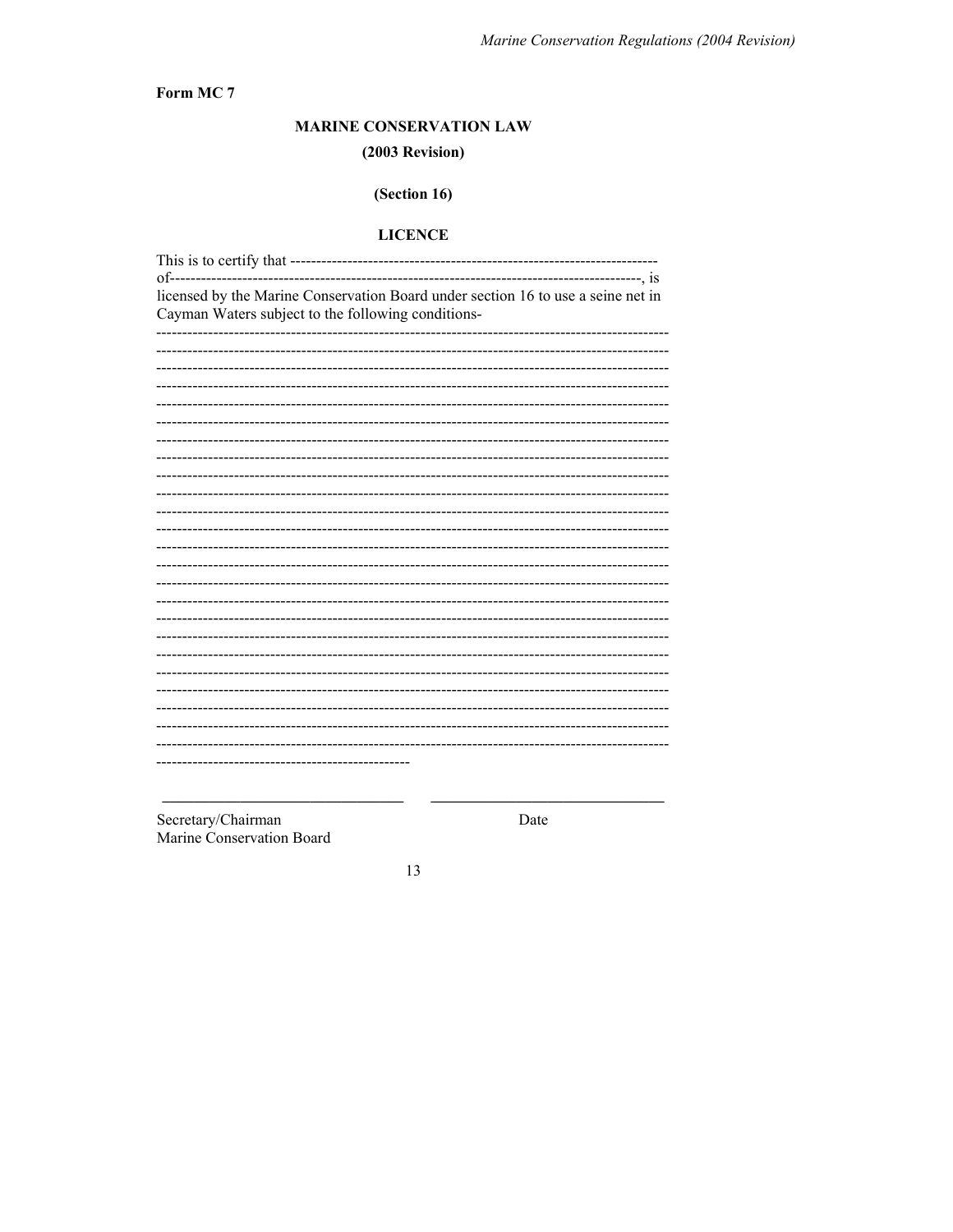**Form MC 7**

**MARINE CONSERVATION LAW**

**(2003 Revision)**

**(Section 16)**

**LICENCE**

This is to certify that ------------------------------------------------------------------------------
of--------------------------------------------------------------------------------------------, is
licensed by the Marine Conservation Board under section 16 to use a seine net in Cayman Waters subject to the following conditions-

-------------------------------------------------------------------------------------------------
-------------------------------------------------------------------------------------------------
-------------------------------------------------------------------------------------------------
-------------------------------------------------------------------------------------------------
-------------------------------------------------------------------------------------------------
-------------------------------------------------------------------------------------------------
-------------------------------------------------------------------------------------------------
-------------------------------------------------------------------------------------------------
-------------------------------------------------------------------------------------------------
-------------------------------------------------------------------------------------------------
-------------------------------------------------------------------------------------------------
-------------------------------------------------------------------------------------------------
-------------------------------------------------------------------------------------------------
-------------------------------------------------------------------------------------------------
-------------------------------------------------------------------------------------------------
-------------------------------------------------------------------------------------------------
-------------------------------------------------------------------------------------------------
-------------------------------------------------------------------------------------------------
-------------------------------------------------------------------------------------------------
-------------------------------------------------------------------------------------------------
-------------------------------------------------------------------------------------------------
-------------------------------------------------------------------------------------------------
-------------------------------------------------------------------------------------------------
-------------------------------------------------------------------------------------------------
-------------------------------------------------

\_\_\_\_\_\_\_\_\_\_\_\_\_\_\_\_\_\_\_\_\_\_\_\_\_\_\_\_\_\_ \_\_\_\_\_\_\_\_\_\_\_\_\_\_\_\_\_\_\_\_\_\_\_\_\_\_\_\_\_\_

Secretary/Chairman                                        Date
Marine Conservation Board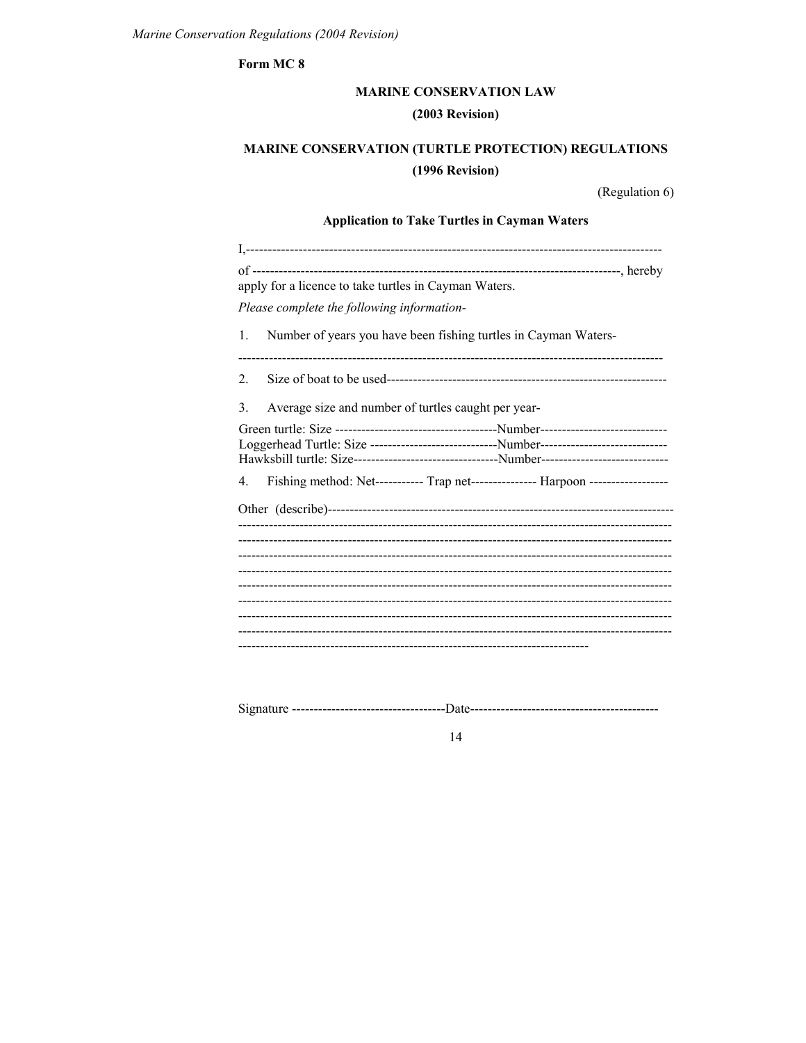**Form MC 8**

**MARINE CONSERVATION LAW**

**(2003 Revision)**

**MARINE CONSERVATION (TURTLE PROTECTION) REGULATIONS**

**(1996 Revision)**

(Regulation 6)

**Application to Take Turtles in Cayman Waters**

I,-----------------------------------------------------------------------------------------------

of ------------------------------------------------------------------------------------, hereby apply for a licence to take turtles in Cayman Waters.

*Please complete the following information-*

1. Number of years you have been fishing turtles in Cayman Waters-

-------------------------------------------------------------------------------------------------

2. Size of boat to be used----------------------------------------------------------------

3. Average size and number of turtles caught per year-

Green turtle: Size -------------------------------------Number-----------------------------
Loggerhead Turtle: Size -----------------------------Number-----------------------------
Hawksbill turtle: Size---------------------------------Number-----------------------------

4. Fishing method: Net----------- Trap net--------------- Harpoon ------------------

Other (describe)-------------------------------------------------------------------------------
---------------------------------------------------------------------------------------------------
---------------------------------------------------------------------------------------------------
---------------------------------------------------------------------------------------------------
---------------------------------------------------------------------------------------------------
---------------------------------------------------------------------------------------------------
---------------------------------------------------------------------------------------------------
---------------------------------------------------------------------------------------------------
---------------------------------------------------------------------------------------------------
------------------------------------------------------------------------------

Signature -----------------------------------Date------------------------------------------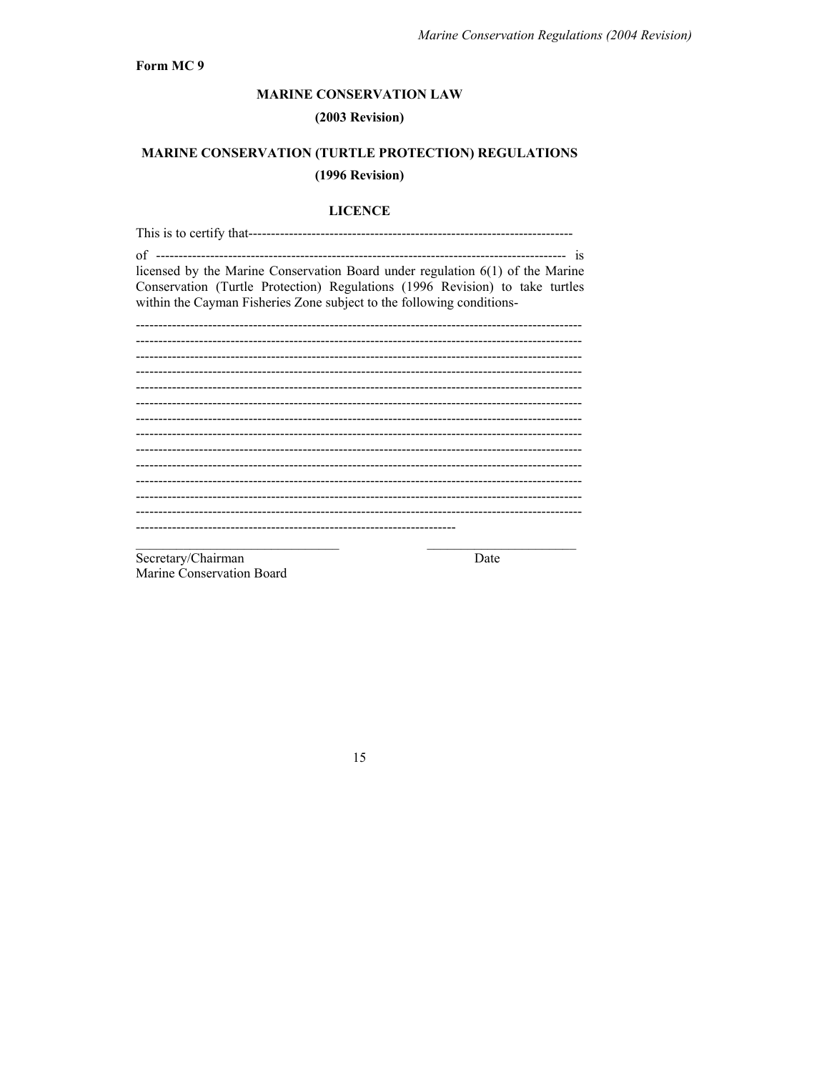**Form MC 9**

**MARINE CONSERVATION LAW**

**(2003 Revision)**

**MARINE CONSERVATION (TURTLE PROTECTION) REGULATIONS**

**(1996 Revision)**

**LICENCE**

This is to certify that------------------------------------------------------------------------

of ------------------------------------------------------------------------------------------ is licensed by the Marine Conservation Board under regulation 6(1) of the Marine Conservation (Turtle Protection) Regulations (1996 Revision) to take turtles within the Cayman Fisheries Zone subject to the following conditions-

-------------------------------------------------------------------------------------------------
-------------------------------------------------------------------------------------------------
-------------------------------------------------------------------------------------------------
-------------------------------------------------------------------------------------------------
-------------------------------------------------------------------------------------------------
-------------------------------------------------------------------------------------------------
-------------------------------------------------------------------------------------------------
-------------------------------------------------------------------------------------------------
-------------------------------------------------------------------------------------------------
-------------------------------------------------------------------------------------------------
-------------------------------------------------------------------------------------------------
-------------------------------------------------------------------------------------------------
-------------------------------------------------------------------------------------------------
----------------------------------------------------------------------

_______________________________ _______________________

Secretary/Chairman Date
Marine Conservation Board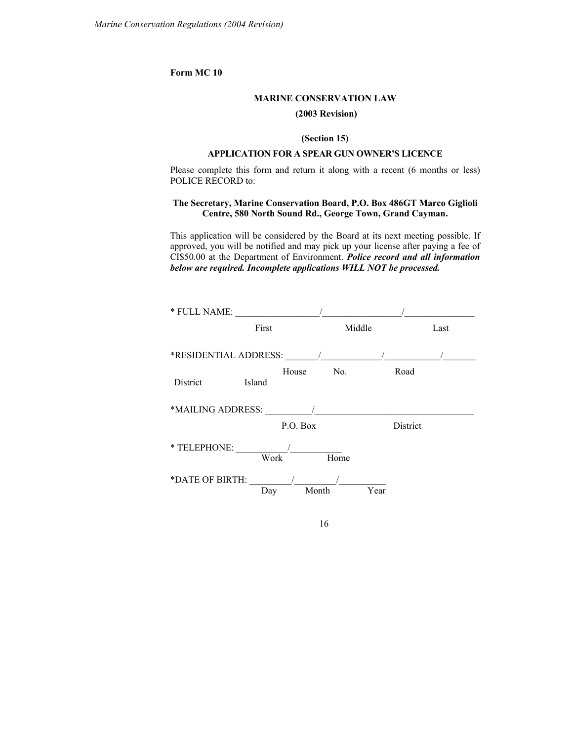**Form MC 10**

**MARINE CONSERVATION LAW**

**(2003 Revision)**

**(Section 15)**

**APPLICATION FOR A SPEAR GUN OWNER'S LICENCE**

Please complete this form and return it along with a recent (6 months or less) POLICE RECORD to:

**The Secretary, Marine Conservation Board, P.O. Box 486GT Marco Giglioli Centre, 580 North Sound Rd., George Town, Grand Cayman.**

This application will be considered by the Board at its next meeting possible. If approved, you will be notified and may pick up your license after paying a fee of CI$50.00 at the Department of Environment. ***Police record and all information below are required. Incomplete applications WILL NOT be processed.***

* FULL NAME: __________________/_________________/_______________

First Middle Last

*RESIDENTIAL ADDRESS: _______/_____________/____________/_______

House No. Road District Island

*MAILING ADDRESS: __________/__________________________________

P.O. Box District

* TELEPHONE: ___________/___________

Work Home

*DATE OF BIRTH: _________/_________/__________

Day Month Year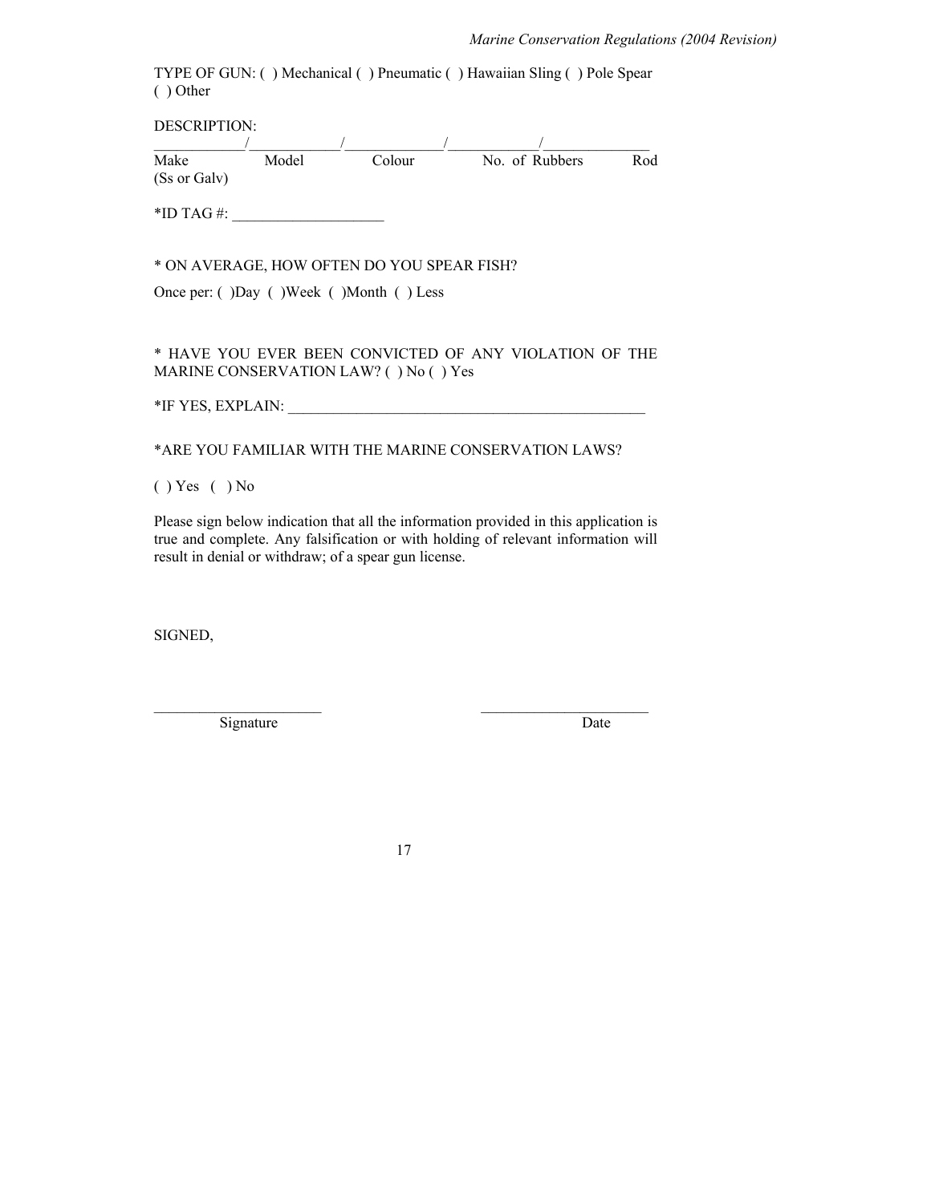TYPE OF GUN: ( ) Mechanical ( ) Pneumatic ( ) Hawaiian Sling ( ) Pole Spear ( ) Other

DESCRIPTION:

____________/____________/_____________/____________/______________

Make Model Colour No. of Rubbers Rod (Ss or Galv)

*ID TAG #: ____________________

* ON AVERAGE, HOW OFTEN DO YOU SPEAR FISH?

Once per: ( )Day ( )Week ( )Month ( ) Less

* HAVE YOU EVER BEEN CONVICTED OF ANY VIOLATION OF THE MARINE CONSERVATION LAW? ( ) No ( ) Yes

*IF YES, EXPLAIN: ________________________________________________

*ARE YOU FAMILIAR WITH THE MARINE CONSERVATION LAWS?

( ) Yes ( ) No

Please sign below indication that all the information provided in this application is true and complete. Any falsification or with holding of relevant information will result in denial or withdraw; of a spear gun license.

SIGNED,

______________________ ______________________

Signature Date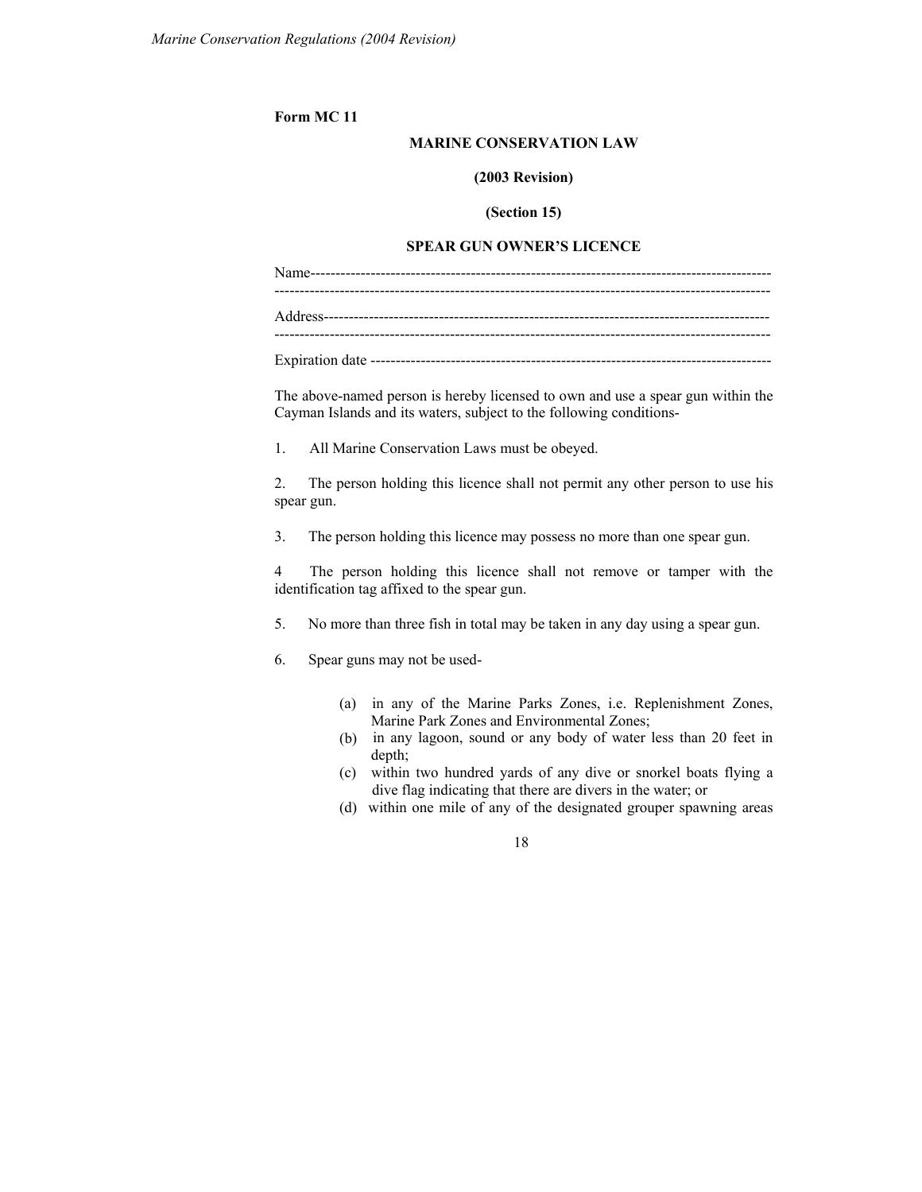**Form MC 11**

**MARINE CONSERVATION LAW**

**(2003 Revision)**

**(Section 15)**

**SPEAR GUN OWNER'S LICENCE**

Name------------------------------------------------------------------------------------------
-----------------------------------------------------------------------------------------------

Address----------------------------------------------------------------------------------------
-----------------------------------------------------------------------------------------------

Expiration date ---------------------------------------------------------------------------

The above-named person is hereby licensed to own and use a spear gun within the Cayman Islands and its waters, subject to the following conditions-

1. All Marine Conservation Laws must be obeyed.

2. The person holding this licence shall not permit any other person to use his spear gun.

3. The person holding this licence may possess no more than one spear gun.

4 The person holding this licence shall not remove or tamper with the identification tag affixed to the spear gun.

5. No more than three fish in total may be taken in any day using a spear gun.

6. Spear guns may not be used-

   (a) in any of the Marine Parks Zones, i.e. Replenishment Zones, Marine Park Zones and Environmental Zones;
   (b) in any lagoon, sound or any body of water less than 20 feet in depth;
   (c) within two hundred yards of any dive or snorkel boats flying a dive flag indicating that there are divers in the water; or
   (d) within one mile of any of the designated grouper spawning areas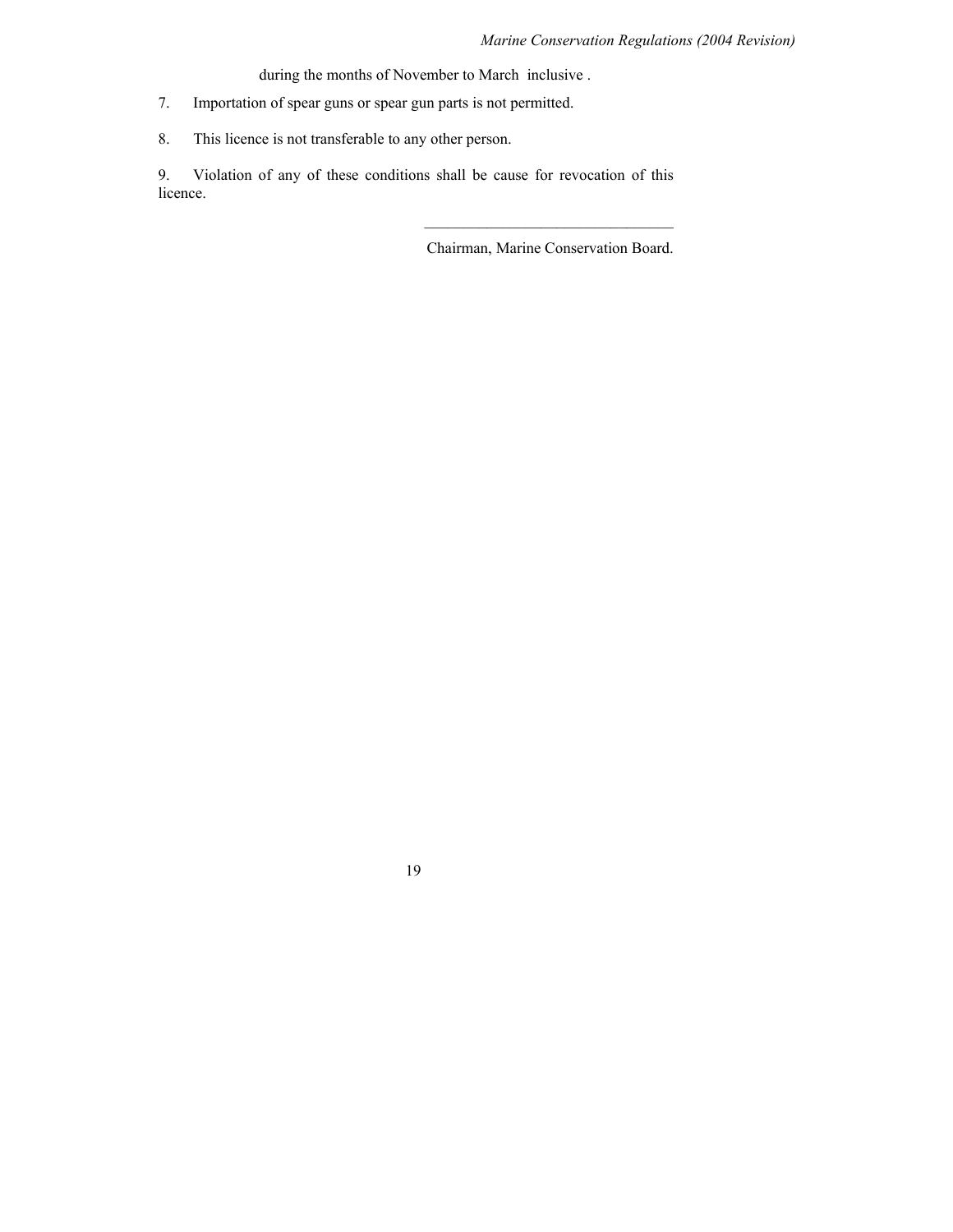during the months of November to March inclusive .

7. Importation of spear guns or spear gun parts is not permitted.

8. This licence is not transferable to any other person.

9. Violation of any of these conditions shall be cause for revocation of this licence.

\_\_\_\_\_\_\_\_\_\_\_\_\_\_\_\_\_\_\_\_\_\_\_\_\_\_\_\_\_\_\_\_

Chairman, Marine Conservation Board.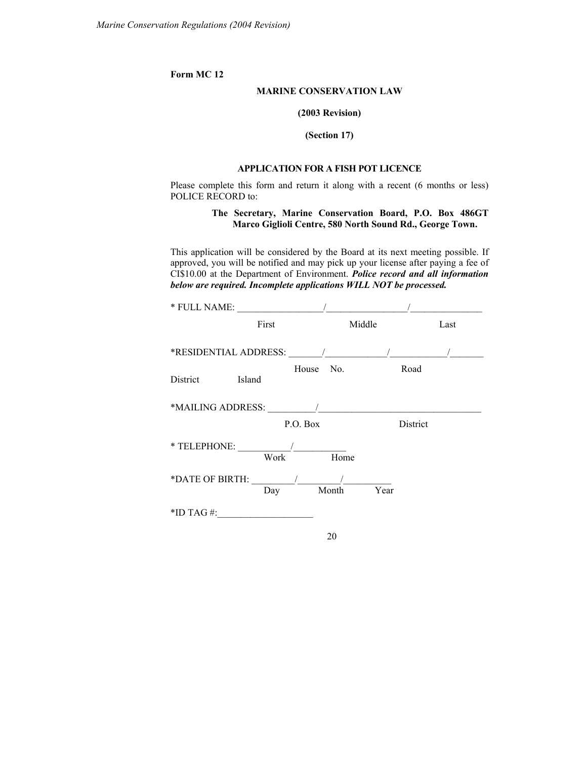**Form MC 12**

**MARINE CONSERVATION LAW**

**(2003 Revision)**

**(Section 17)**

**APPLICATION FOR A FISH POT LICENCE**

Please complete this form and return it along with a recent (6 months or less) POLICE RECORD to:

> **The Secretary, Marine Conservation Board, P.O. Box 486GT Marco Giglioli Centre, 580 North Sound Rd., George Town.**

This application will be considered by the Board at its next meeting possible. If approved, you will be notified and may pick up your license after paying a fee of CI$10.00 at the Department of Environment. ***Police record and all information below are required. Incomplete applications WILL NOT be processed.***

* FULL NAME: __________________/_________________/_______________
First Middle Last

*RESIDENTIAL ADDRESS: _______/_____________/____________/_______
House No. Road District Island

*MAILING ADDRESS: __________/__________________________________
P.O. Box District

* TELEPHONE: ___________/___________
Work Home

*DATE OF BIRTH: _________/_________/__________
Day Month Year

*ID TAG #:____________________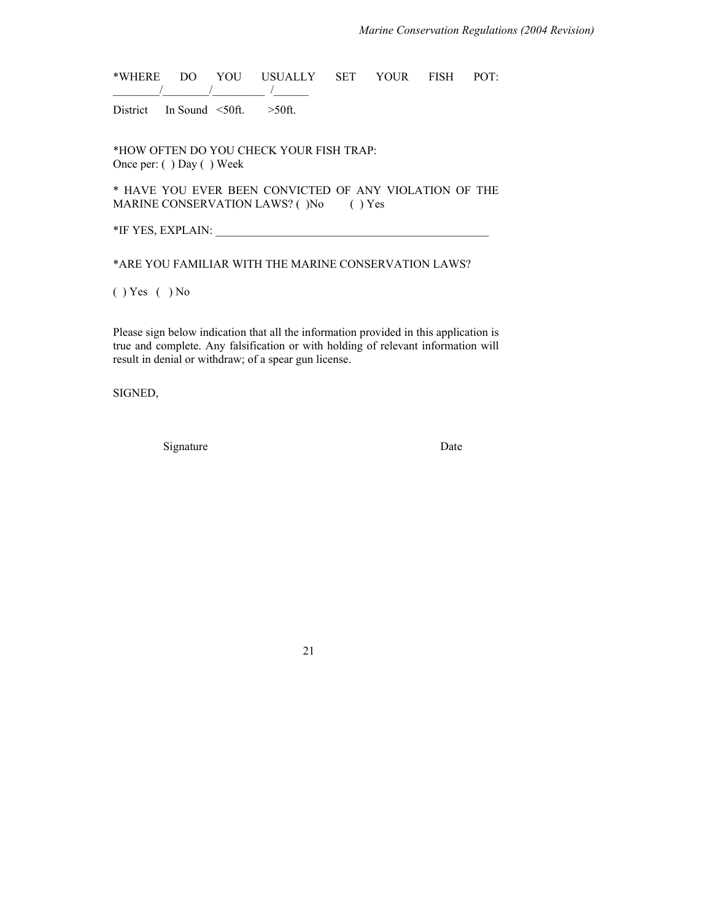*WHERE DO YOU USUALLY SET YOUR FISH POT: ________/________/_________ /______

District In Sound <50ft. >50ft.

*HOW OFTEN DO YOU CHECK YOUR FISH TRAP:
Once per: ( ) Day ( ) Week

* HAVE YOU EVER BEEN CONVICTED OF ANY VIOLATION OF THE MARINE CONSERVATION LAWS? ( )No ( ) Yes

*IF YES, EXPLAIN: _________________________________________________

*ARE YOU FAMILIAR WITH THE MARINE CONSERVATION LAWS?

( ) Yes ( ) No

Please sign below indication that all the information provided in this application is true and complete. Any falsification or with holding of relevant information will result in denial or withdraw; of a spear gun license.

SIGNED,

Signature Date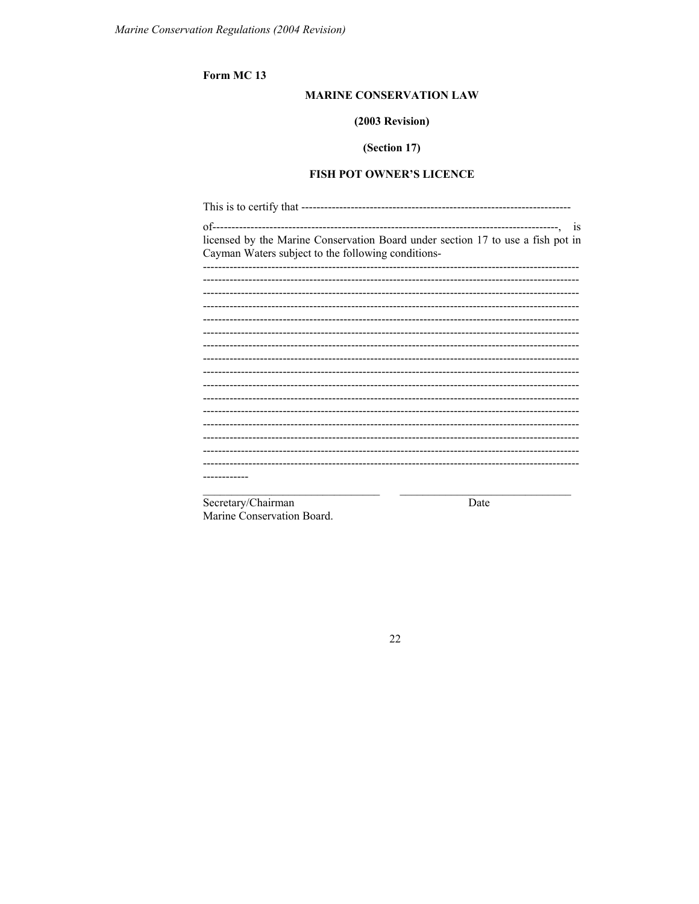**Form MC 13**

**MARINE CONSERVATION LAW**

**(2003 Revision)**

**(Section 17)**

**FISH POT OWNER'S LICENCE**

This is to certify that ----------------------------------------------------------------------

of------------------------------------------------------------------------------------------, is licensed by the Marine Conservation Board under section 17 to use a fish pot in Cayman Waters subject to the following conditions-

------------------------------------------------------------------------------------------------
------------------------------------------------------------------------------------------------
------------------------------------------------------------------------------------------------
------------------------------------------------------------------------------------------------
------------------------------------------------------------------------------------------------
------------------------------------------------------------------------------------------------
------------------------------------------------------------------------------------------------
------------------------------------------------------------------------------------------------
------------------------------------------------------------------------------------------------
------------------------------------------------------------------------------------------------
------------------------------------------------------------------------------------------------
------------------------------------------------------------------------------------------------
------------------------------------------------------------------------------------------------
------------------------------------------------------------------------------------------------
------------------------------------------------------------------------------------------------
------------------------------------------------------------------------------------------------
------------

_______________________________ _______________________________

Secretary/Chairman Date
Marine Conservation Board.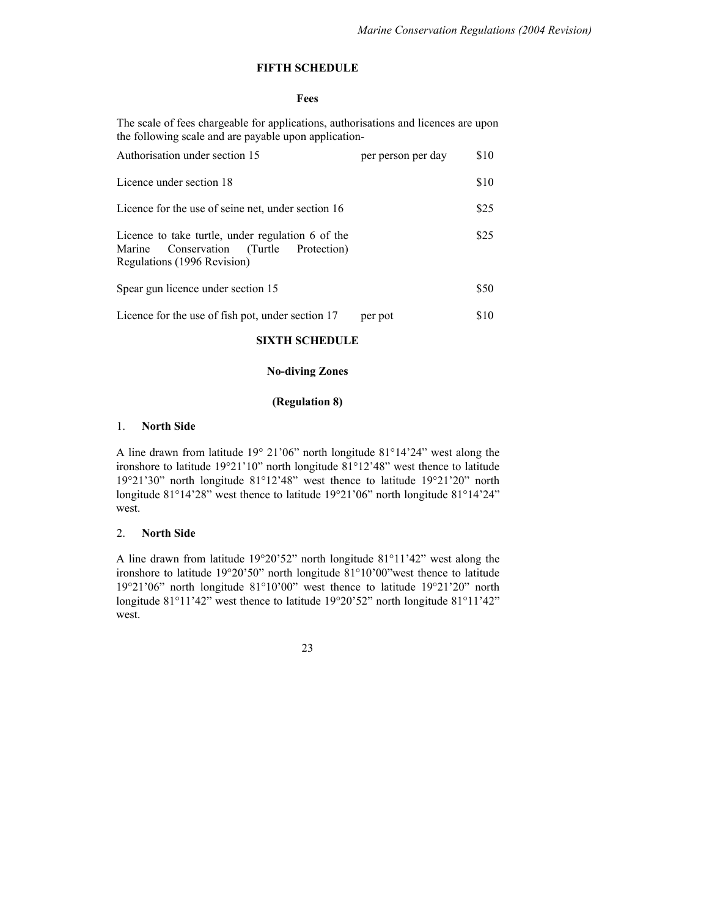## FIFTH SCHEDULE

### Fees

The scale of fees chargeable for applications, authorisations and licences are upon the following scale and are payable upon application-

| | | |
|---|---|---|
| Authorisation under section 15 | per person per day | \$10 |
| Licence under section 18 | | \$10 |
| Licence for the use of seine net, under section 16 | | \$25 |
| Licence to take turtle, under regulation 6 of the Marine Conservation (Turtle Protection) Regulations (1996 Revision) | | \$25 |
| Spear gun licence under section 15 | | \$50 |
| Licence for the use of fish pot, under section 17 | per pot | \$10 |

## SIXTH SCHEDULE

### No-diving Zones

### (Regulation 8)

1. **North Side**

A line drawn from latitude 19° 21'06" north longitude 81°14'24" west along the ironshore to latitude 19°21'10" north longitude 81°12'48" west thence to latitude 19°21'30" north longitude 81°12'48" west thence to latitude 19°21'20" north longitude 81°14'28" west thence to latitude 19°21'06" north longitude 81°14'24" west.

2. **North Side**

A line drawn from latitude 19°20'52" north longitude 81°11'42" west along the ironshore to latitude 19°20'50" north longitude 81°10'00"west thence to latitude 19°21'06" north longitude 81°10'00" west thence to latitude 19°21'20" north longitude 81°11'42" west thence to latitude 19°20'52" north longitude 81°11'42" west.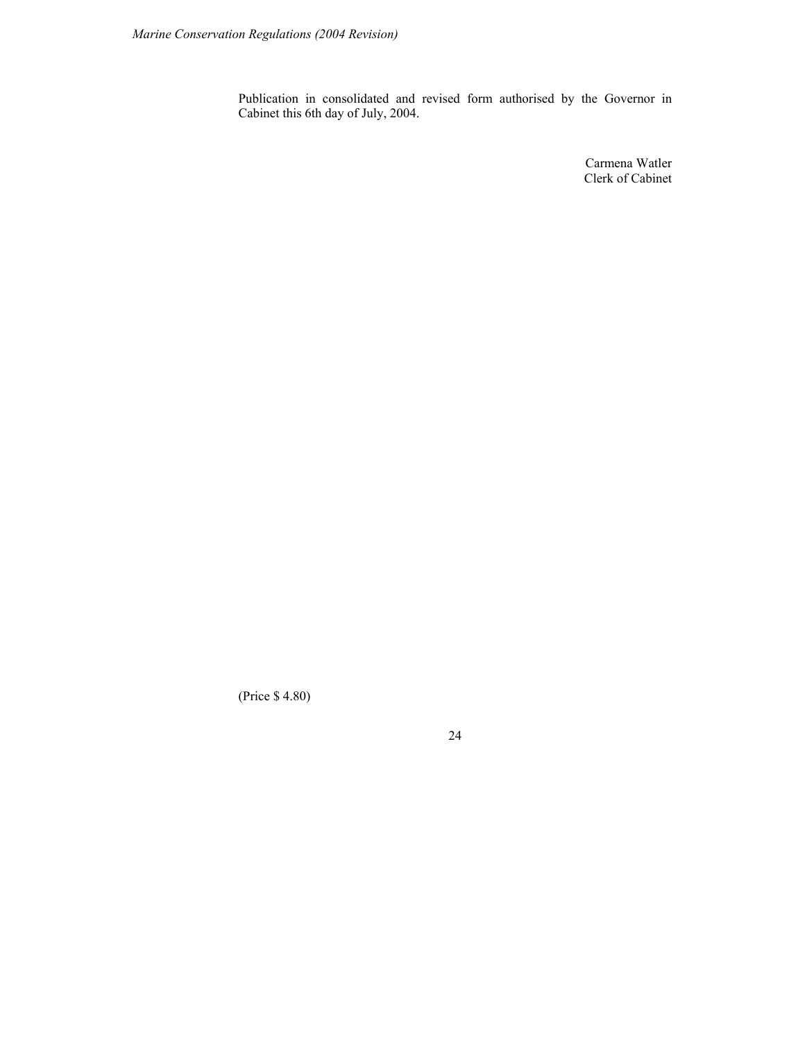Publication in consolidated and revised form authorised by the Governor in Cabinet this 6th day of July, 2004.

Carmena Watler
Clerk of Cabinet

(Price $ 4.80)